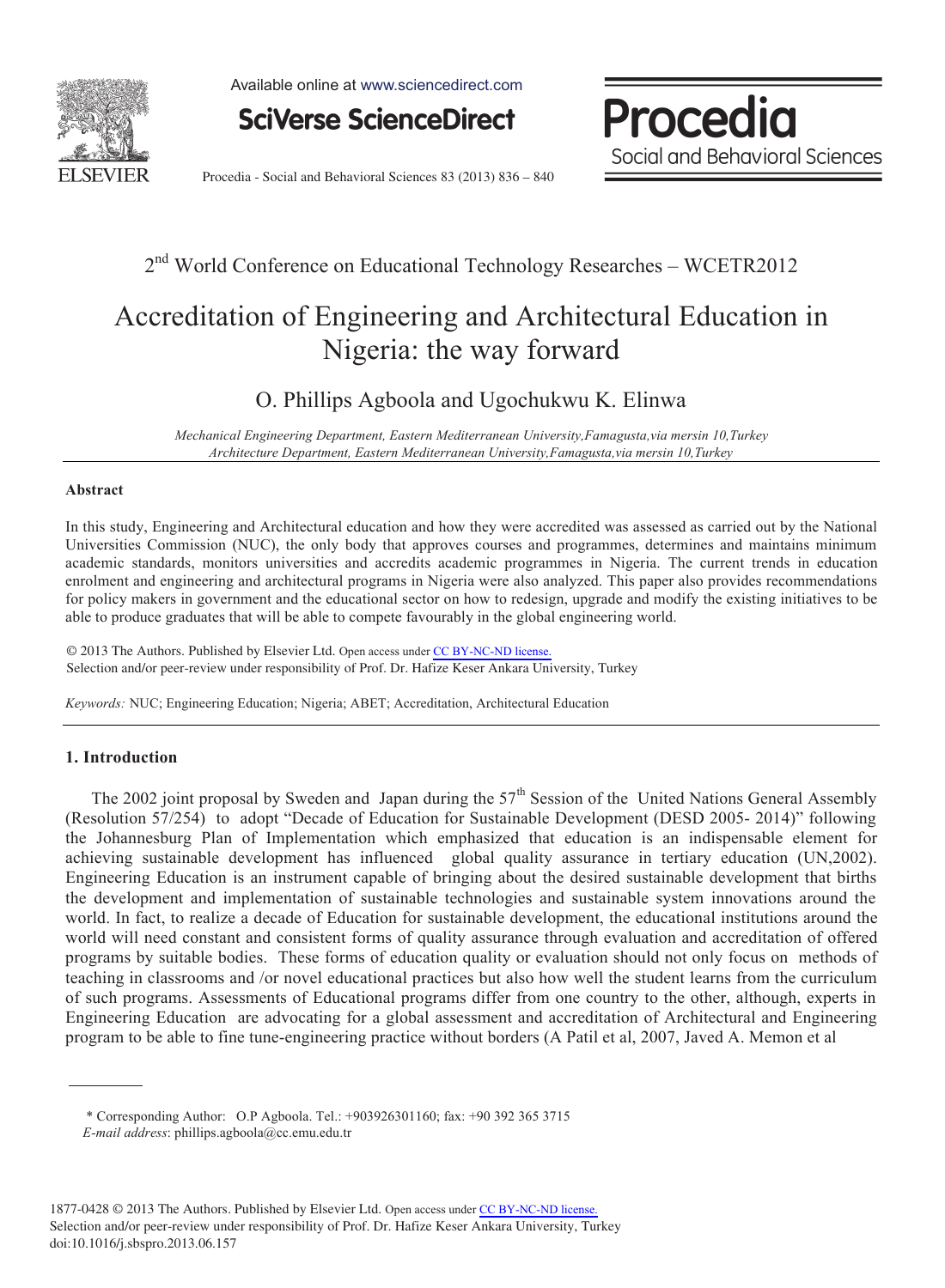2nd World Conference on Educational Technology Researches – WCETR2012

# Accreditation of Engineering and Architectural Education in Nigeria: the way forward

O. Phillips Agboola and Ugochukwu K. Elinwa

*Mechanical Engineering Department, Eastern Mediterranean University,Famagusta,via mersin 10,Turkey*
*Architecture Department, Eastern Mediterranean University,Famagusta,via mersin 10,Turkey*

## Abstract

In this study, Engineering and Architectural education and how they were accredited was assessed as carried out by the National Universities Commission (NUC), the only body that approves courses and programmes, determines and maintains minimum academic standards, monitors universities and accredits academic programmes in Nigeria. The current trends in education enrolment and engineering and architectural programs in Nigeria were also analyzed. This paper also provides recommendations for policy makers in government and the educational sector on how to redesign, upgrade and modify the existing initiatives to be able to produce graduates that will be able to compete favourably in the global engineering world.

© 2013 The Authors. Published by Elsevier Ltd. Open access under CC BY-NC-ND license.
Selection and/or peer-review under responsibility of Prof. Dr. Hafize Keser Ankara University, Turkey

*Keywords:* NUC; Engineering Education; Nigeria; ABET; Accreditation, Architectural Education

## 1. Introduction

The 2002 joint proposal by Sweden and Japan during the 57th Session of the United Nations General Assembly (Resolution 57/254) to adopt "Decade of Education for Sustainable Development (DESD 2005- 2014)" following the Johannesburg Plan of Implementation which emphasized that education is an indispensable element for achieving sustainable development has influenced global quality assurance in tertiary education (UN,2002). Engineering Education is an instrument capable of bringing about the desired sustainable development that births the development and implementation of sustainable technologies and sustainable system innovations around the world. In fact, to realize a decade of Education for sustainable development, the educational institutions around the world will need constant and consistent forms of quality assurance through evaluation and accreditation of offered programs by suitable bodies. These forms of education quality or evaluation should not only focus on methods of teaching in classrooms and /or novel educational practices but also how well the student learns from the curriculum of such programs. Assessments of Educational programs differ from one country to the other, although, experts in Engineering Education are advocating for a global assessment and accreditation of Architectural and Engineering program to be able to fine tune-engineering practice without borders (A Patil et al, 2007, Javed A. Memon et al

\* Corresponding Author: O.P Agboola. Tel.: +903926301160; fax: +90 392 365 3715
*E-mail address*: phillips.agboola@cc.emu.edu.tr

1877-0428 © 2013 The Authors. Published by Elsevier Ltd. Open access under CC BY-NC-ND license.
Selection and/or peer-review under responsibility of Prof. Dr. Hafize Keser Ankara University, Turkey
doi:10.1016/j.sbspro.2013.06.157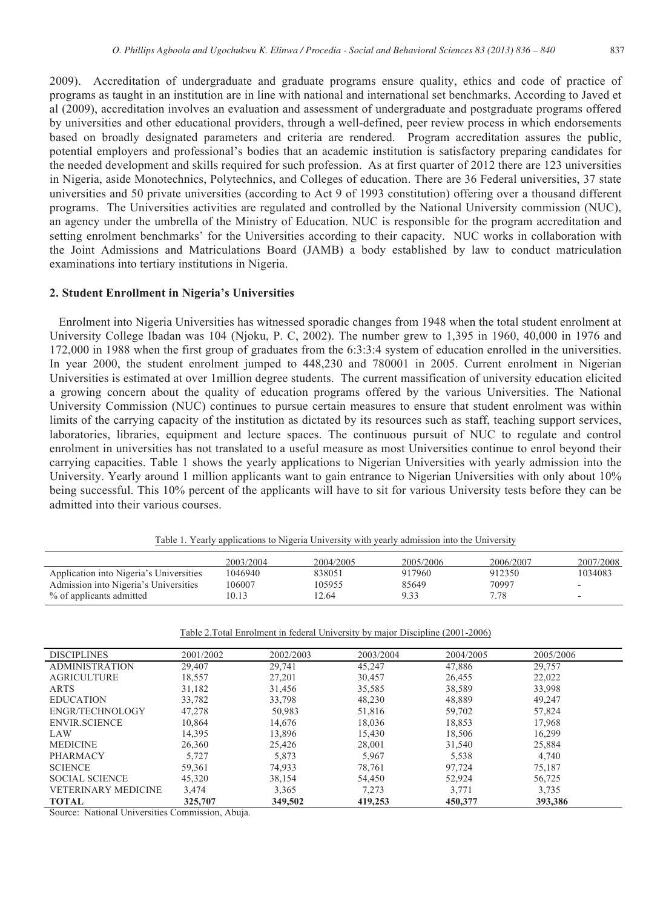2009). Accreditation of undergraduate and graduate programs ensure quality, ethics and code of practice of programs as taught in an institution are in line with national and international set benchmarks. According to Javed et al (2009), accreditation involves an evaluation and assessment of undergraduate and postgraduate programs offered by universities and other educational providers, through a well-defined, peer review process in which endorsements based on broadly designated parameters and criteria are rendered. Program accreditation assures the public, potential employers and professional's bodies that an academic institution is satisfactory preparing candidates for the needed development and skills required for such profession. As at first quarter of 2012 there are 123 universities in Nigeria, aside Monotechnics, Polytechnics, and Colleges of education. There are 36 Federal universities, 37 state universities and 50 private universities (according to Act 9 of 1993 constitution) offering over a thousand different programs. The Universities activities are regulated and controlled by the National University commission (NUC), an agency under the umbrella of the Ministry of Education. NUC is responsible for the program accreditation and setting enrolment benchmarks' for the Universities according to their capacity. NUC works in collaboration with the Joint Admissions and Matriculations Board (JAMB) a body established by law to conduct matriculation examinations into tertiary institutions in Nigeria.

## 2. Student Enrollment in Nigeria's Universities

Enrolment into Nigeria Universities has witnessed sporadic changes from 1948 when the total student enrolment at University College Ibadan was 104 (Njoku, P. C, 2002). The number grew to 1,395 in 1960, 40,000 in 1976 and 172,000 in 1988 when the first group of graduates from the 6:3:3:4 system of education enrolled in the universities. In year 2000, the student enrolment jumped to 448,230 and 780001 in 2005. Current enrolment in Nigerian Universities is estimated at over 1million degree students. The current massification of university education elicited a growing concern about the quality of education programs offered by the various Universities. The National University Commission (NUC) continues to pursue certain measures to ensure that student enrolment was within limits of the carrying capacity of the institution as dictated by its resources such as staff, teaching support services, laboratories, libraries, equipment and lecture spaces. The continuous pursuit of NUC to regulate and control enrolment in universities has not translated to a useful measure as most Universities continue to enrol beyond their carrying capacities. Table 1 shows the yearly applications to Nigerian Universities with yearly admission into the University. Yearly around 1 million applicants want to gain entrance to Nigerian Universities with only about 10% being successful. This 10% percent of the applicants will have to sit for various University tests before they can be admitted into their various courses.

Table 1. Yearly applications to Nigeria University with yearly admission into the University

| | 2003/2004 | 2004/2005 | 2005/2006 | 2006/2007 | 2007/2008 |
|---|---|---|---|---|---|
| Application into Nigeria's Universities | 1046940 | 838051 | 917960 | 912350 | 1034083 |
| Admission into Nigeria's Universities | 106007 | 105955 | 85649 | 70997 | - |
| % of applicants admitted | 10.13 | 12.64 | 9.33 | 7.78 | - |

Table 2.Total Enrolment in federal University by major Discipline (2001-2006)

| DISCIPLINES | 2001/2002 | 2002/2003 | 2003/2004 | 2004/2005 | 2005/2006 |
|---|---|---|---|---|---|
| ADMINISTRATION | 29,407 | 29,741 | 45,247 | 47,886 | 29,757 |
| AGRICULTURE | 18,557 | 27,201 | 30,457 | 26,455 | 22,022 |
| ARTS | 31,182 | 31,456 | 35,585 | 38,589 | 33,998 |
| EDUCATION | 33,782 | 33,798 | 48,230 | 48,889 | 49,247 |
| ENGR/TECHNOLOGY | 47,278 | 50,983 | 51,816 | 59,702 | 57,824 |
| ENVIR.SCIENCE | 10,864 | 14,676 | 18,036 | 18,853 | 17,968 |
| LAW | 14,395 | 13,896 | 15,430 | 18,506 | 16,299 |
| MEDICINE | 26,360 | 25,426 | 28,001 | 31,540 | 25,884 |
| PHARMACY | 5,727 | 5,873 | 5,967 | 5,538 | 4,740 |
| SCIENCE | 59,361 | 74,933 | 78,761 | 97,724 | 75,187 |
| SOCIAL SCIENCE | 45,320 | 38,154 | 54,450 | 52,924 | 56,725 |
| VETERINARY MEDICINE | 3,474 | 3,365 | 7,273 | 3,771 | 3,735 |
| **TOTAL** | **325,707** | **349,502** | **419,253** | **450,377** | **393,386** |

Source: National Universities Commission, Abuja.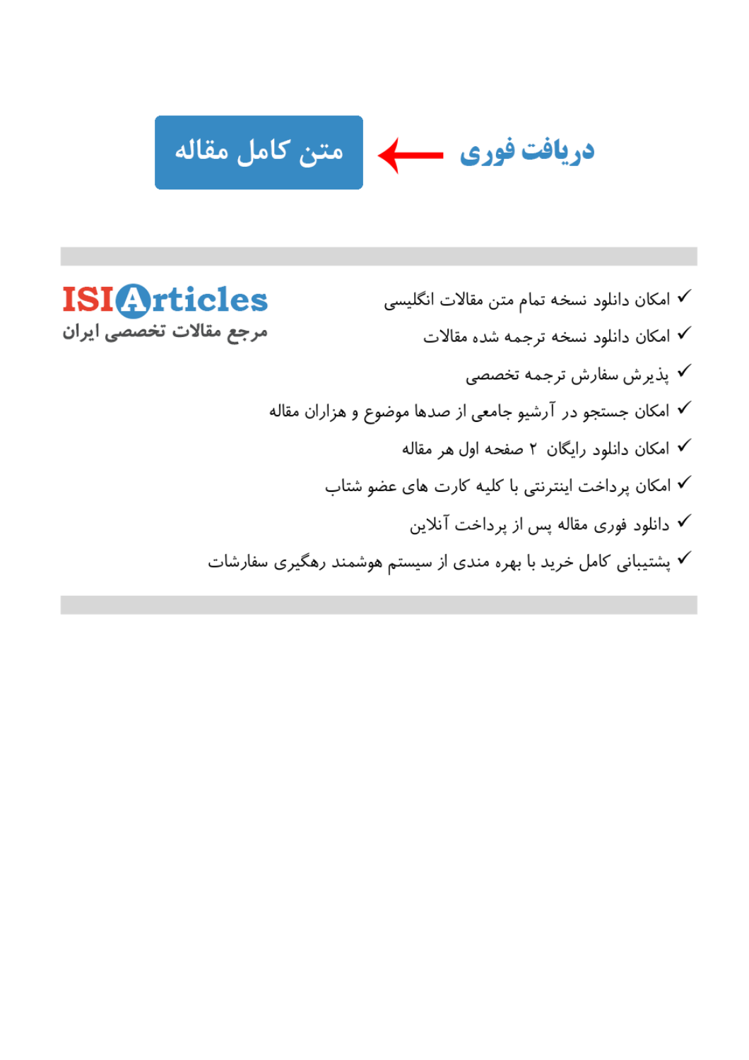دریافت فوری ← متن کامل مقاله

**ISIArticles**
مرجع مقالات تخصصی ایران

- ✓ امکان دانلود نسخه تمام متن مقالات انگلیسی
- ✓ امکان دانلود نسخه ترجمه شده مقالات
- ✓ پذیرش سفارش ترجمه تخصصی
- ✓ امکان جستجو در آرشیو جامعی از صدها موضوع و هزاران مقاله
- ✓ امکان دانلود رایگان ۲ صفحه اول هر مقاله
- ✓ امکان پرداخت اینترنتی با کلیه کارت های عضو شتاب
- ✓ دانلود فوری مقاله پس از پرداخت آنلاین
- ✓ پشتیبانی کامل خرید با بهره مندی از سیستم هوشمند رهگیری سفارشات